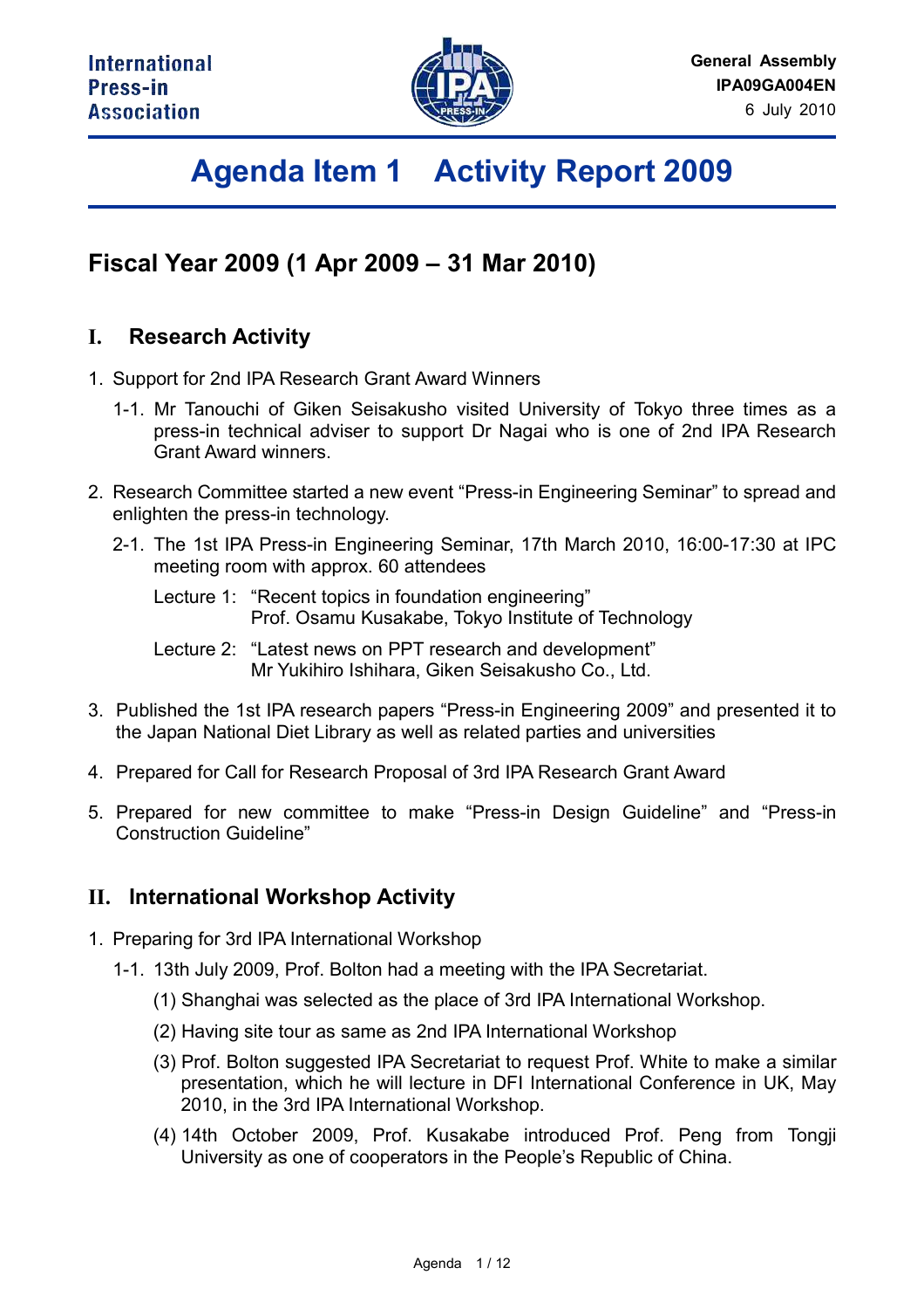International Press-in Association

General Assembly
IPA09GA004EN
6 July 2010

# Agenda Item 1 Activity Report 2009

## Fiscal Year 2009 (1 Apr 2009 – 31 Mar 2010)

### I. Research Activity

1. Support for 2nd IPA Research Grant Award Winners
   - 1-1. Mr Tanouchi of Giken Seisakusho visited University of Tokyo three times as a press-in technical adviser to support Dr Nagai who is one of 2nd IPA Research Grant Award winners.

2. Research Committee started a new event "Press-in Engineering Seminar" to spread and enlighten the press-in technology.
   - 2-1. The 1st IPA Press-in Engineering Seminar, 17th March 2010, 16:00-17:30 at IPC meeting room with approx. 60 attendees

     Lecture 1: "Recent topics in foundation engineering"
     Prof. Osamu Kusakabe, Tokyo Institute of Technology

     Lecture 2: "Latest news on PPT research and development"
     Mr Yukihiro Ishihara, Giken Seisakusho Co., Ltd.

3. Published the 1st IPA research papers "Press-in Engineering 2009" and presented it to the Japan National Diet Library as well as related parties and universities

4. Prepared for Call for Research Proposal of 3rd IPA Research Grant Award

5. Prepared for new committee to make "Press-in Design Guideline" and "Press-in Construction Guideline"

### II. International Workshop Activity

1. Preparing for 3rd IPA International Workshop
   - 1-1. 13th July 2009, Prof. Bolton had a meeting with the IPA Secretariat.
     - (1) Shanghai was selected as the place of 3rd IPA International Workshop.
     - (2) Having site tour as same as 2nd IPA International Workshop
     - (3) Prof. Bolton suggested IPA Secretariat to request Prof. White to make a similar presentation, which he will lecture in DFI International Conference in UK, May 2010, in the 3rd IPA International Workshop.
     - (4) 14th October 2009, Prof. Kusakabe introduced Prof. Peng from Tongji University as one of cooperators in the People's Republic of China.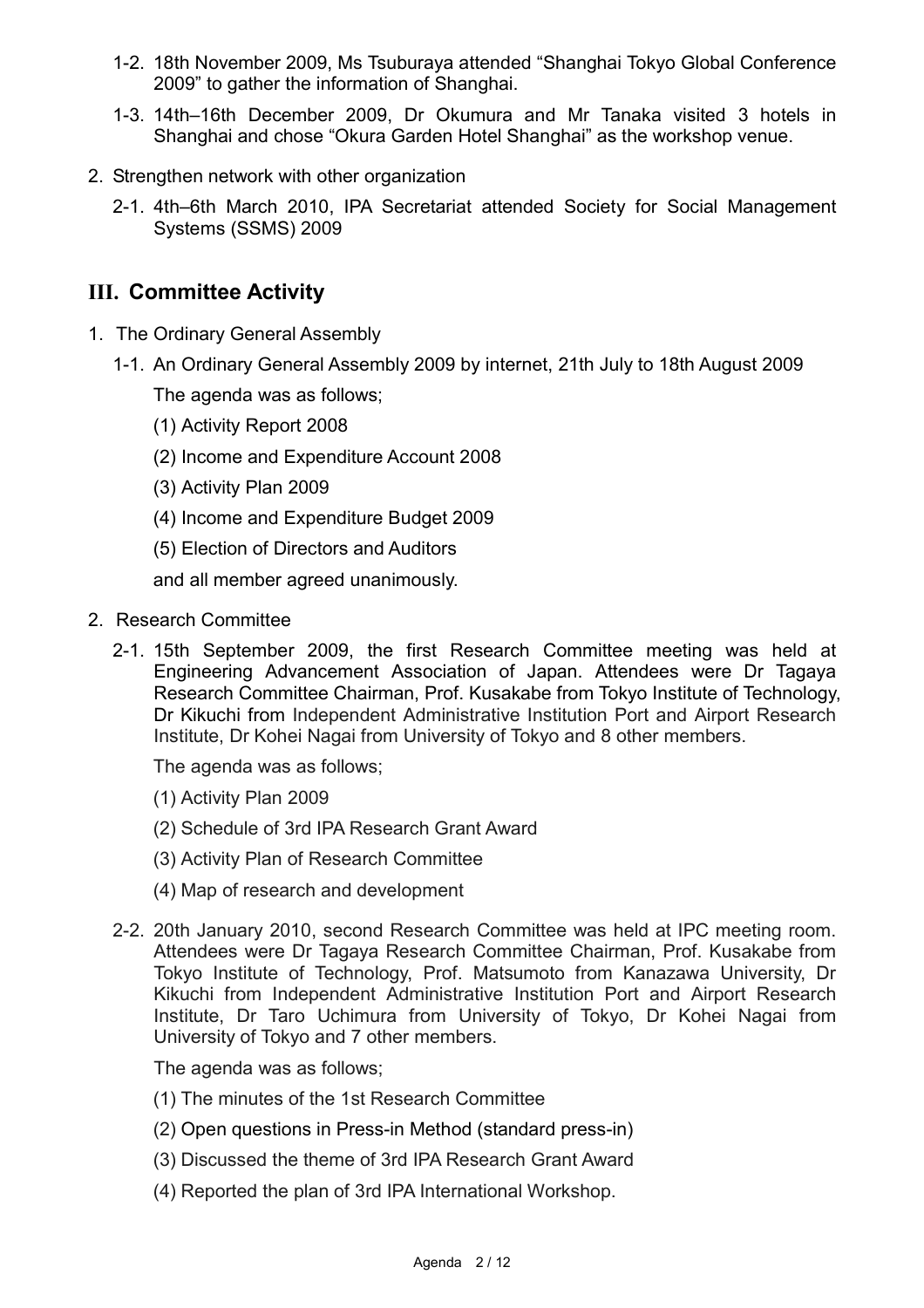1-2. 18th November 2009, Ms Tsuburaya attended “Shanghai Tokyo Global Conference 2009” to gather the information of Shanghai.

1-3. 14th–16th December 2009, Dr Okumura and Mr Tanaka visited 3 hotels in Shanghai and chose “Okura Garden Hotel Shanghai” as the workshop venue.

2. Strengthen network with other organization

   2-1. 4th–6th March 2010, IPA Secretariat attended Society for Social Management Systems (SSMS) 2009

## III. Committee Activity

1. The Ordinary General Assembly

   1-1. An Ordinary General Assembly 2009 by internet, 21th July to 18th August 2009

   The agenda was as follows;

   (1) Activity Report 2008

   (2) Income and Expenditure Account 2008

   (3) Activity Plan 2009

   (4) Income and Expenditure Budget 2009

   (5) Election of Directors and Auditors

   and all member agreed unanimously.

2. Research Committee

   2-1. 15th September 2009, the first Research Committee meeting was held at Engineering Advancement Association of Japan. Attendees were Dr Tagaya Research Committee Chairman, Prof. Kusakabe from Tokyo Institute of Technology, Dr Kikuchi from Independent Administrative Institution Port and Airport Research Institute, Dr Kohei Nagai from University of Tokyo and 8 other members.

   The agenda was as follows;

   (1) Activity Plan 2009

   (2) Schedule of 3rd IPA Research Grant Award

   (3) Activity Plan of Research Committee

   (4) Map of research and development

   2-2. 20th January 2010, second Research Committee was held at IPC meeting room. Attendees were Dr Tagaya Research Committee Chairman, Prof. Kusakabe from Tokyo Institute of Technology, Prof. Matsumoto from Kanazawa University, Dr Kikuchi from Independent Administrative Institution Port and Airport Research Institute, Dr Taro Uchimura from University of Tokyo, Dr Kohei Nagai from University of Tokyo and 7 other members.

   The agenda was as follows;

   (1) The minutes of the 1st Research Committee

   (2) Open questions in Press-in Method (standard press-in)

   (3) Discussed the theme of 3rd IPA Research Grant Award

   (4) Reported the plan of 3rd IPA International Workshop.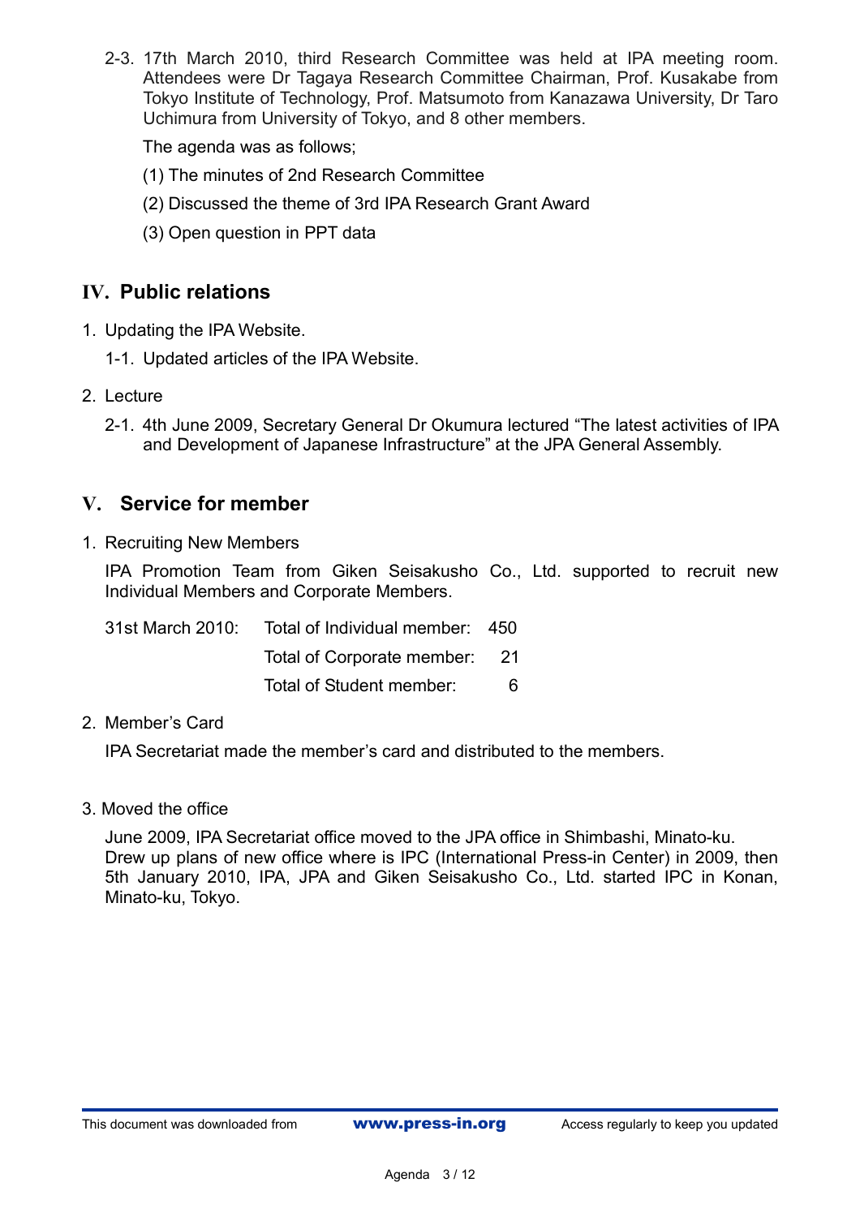2-3. 17th March 2010, third Research Committee was held at IPA meeting room. Attendees were Dr Tagaya Research Committee Chairman, Prof. Kusakabe from Tokyo Institute of Technology, Prof. Matsumoto from Kanazawa University, Dr Taro Uchimura from University of Tokyo, and 8 other members.

The agenda was as follows;

(1) The minutes of 2nd Research Committee

(2) Discussed the theme of 3rd IPA Research Grant Award

(3) Open question in PPT data

## IV. Public relations

1. Updating the IPA Website.

   1-1. Updated articles of the IPA Website.

2. Lecture

   2-1. 4th June 2009, Secretary General Dr Okumura lectured “The latest activities of IPA and Development of Japanese Infrastructure” at the JPA General Assembly.

## V. Service for member

1. Recruiting New Members

   IPA Promotion Team from Giken Seisakusho Co., Ltd. supported to recruit new Individual Members and Corporate Members.

| | | |
|---|---|---|
| 31st March 2010: | Total of Individual member: | 450 |
| | Total of Corporate member: | 21 |
| | Total of Student member: | 6 |

2. Member’s Card

   IPA Secretariat made the member’s card and distributed to the members.

3. Moved the office

   June 2009, IPA Secretariat office moved to the JPA office in Shimbashi, Minato-ku.
   Drew up plans of new office where is IPC (International Press-in Center) in 2009, then 5th January 2010, IPA, JPA and Giken Seisakusho Co., Ltd. started IPC in Konan, Minato-ku, Tokyo.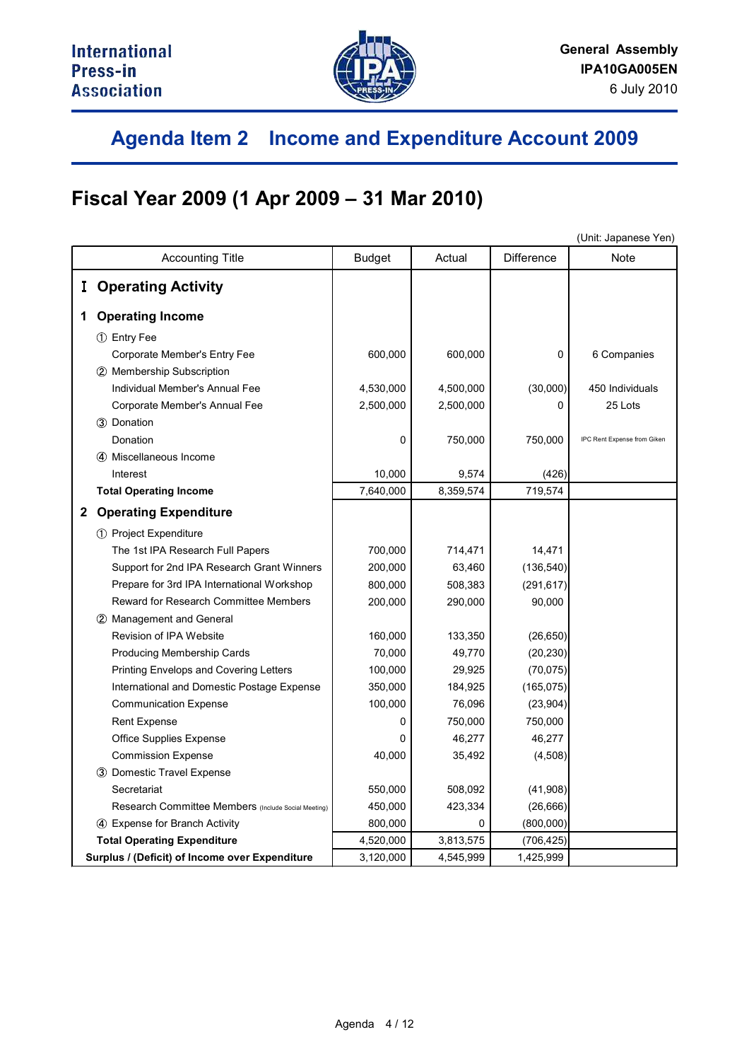International Press-in Association

**General Assembly**
**IPA10GA005EN**
6 July 2010

# Agenda Item 2　Income and Expenditure Account 2009

## Fiscal Year 2009 (1 Apr 2009 – 31 Mar 2010)

(Unit: Japanese Yen)

| Accounting Title | Budget | Actual | Difference | Note |
|---|---|---|---|---|
| **Ⅰ Operating Activity** | | | | |
| **1 Operating Income** | | | | |
| ① Entry Fee | | | | |
| Corporate Member's Entry Fee | 600,000 | 600,000 | 0 | 6 Companies |
| ② Membership Subscription | | | | |
| Individual Member's Annual Fee | 4,530,000 | 4,500,000 | (30,000) | 450 Individuals |
| Corporate Member's Annual Fee | 2,500,000 | 2,500,000 | 0 | 25 Lots |
| ③ Donation | | | | |
| Donation | 0 | 750,000 | 750,000 | IPC Rent Expense from Giken |
| ④ Miscellaneous Income | | | | |
| Interest | 10,000 | 9,574 | (426) | |
| **Total Operating Income** | 7,640,000 | 8,359,574 | 719,574 | |
| **2 Operating Expenditure** | | | | |
| ① Project Expenditure | | | | |
| The 1st IPA Research Full Papers | 700,000 | 714,471 | 14,471 | |
| Support for 2nd IPA Research Grant Winners | 200,000 | 63,460 | (136,540) | |
| Prepare for 3rd IPA International Workshop | 800,000 | 508,383 | (291,617) | |
| Reward for Research Committee Members | 200,000 | 290,000 | 90,000 | |
| ② Management and General | | | | |
| Revision of IPA Website | 160,000 | 133,350 | (26,650) | |
| Producing Membership Cards | 70,000 | 49,770 | (20,230) | |
| Printing Envelops and Covering Letters | 100,000 | 29,925 | (70,075) | |
| International and Domestic Postage Expense | 350,000 | 184,925 | (165,075) | |
| Communication Expense | 100,000 | 76,096 | (23,904) | |
| Rent Expense | 0 | 750,000 | 750,000 | |
| Office Supplies Expense | 0 | 46,277 | 46,277 | |
| Commission Expense | 40,000 | 35,492 | (4,508) | |
| ③ Domestic Travel Expense | | | | |
| Secretariat | 550,000 | 508,092 | (41,908) | |
| Research Committee Members (Include Social Meeting) | 450,000 | 423,334 | (26,666) | |
| ④ Expense for Branch Activity | 800,000 | 0 | (800,000) | |
| **Total Operating Expenditure** | 4,520,000 | 3,813,575 | (706,425) | |
| **Surplus / (Deficit) of Income over Expenditure** | 3,120,000 | 4,545,999 | 1,425,999 | |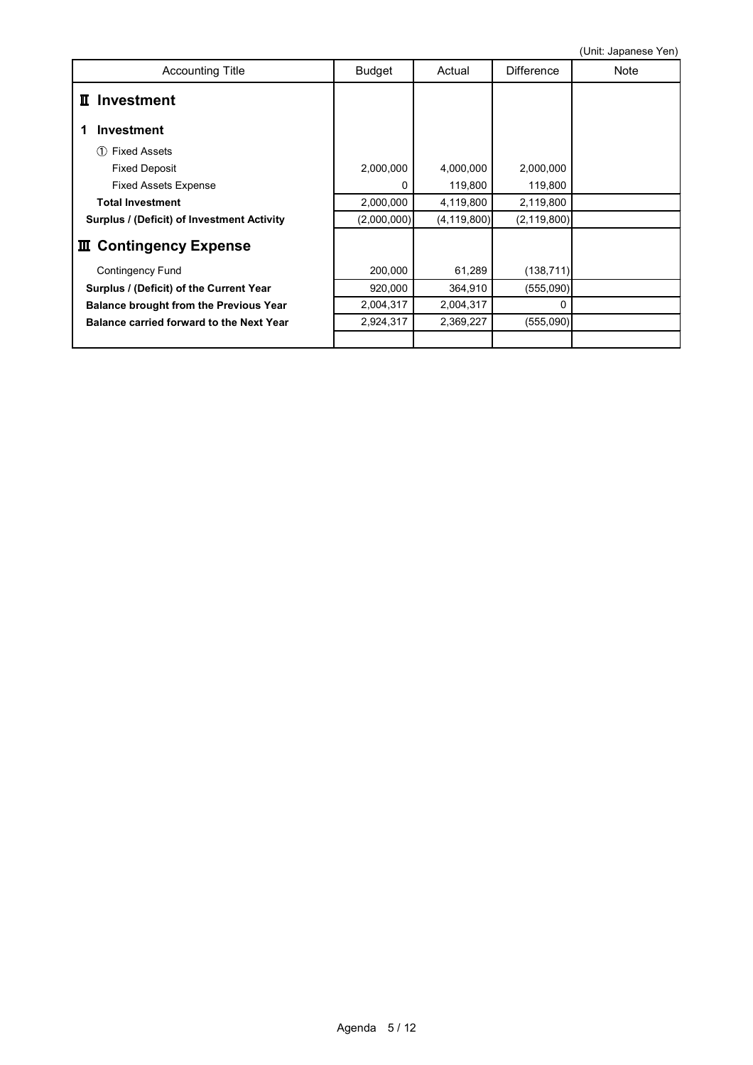(Unit: Japanese Yen)

| Accounting Title | Budget | Actual | Difference | Note |
|---|---|---|---|---|
| **Ⅱ Investment** | | | | |
| **1 Investment** | | | | |
| ① Fixed Assets | | | | |
| Fixed Deposit | 2,000,000 | 4,000,000 | 2,000,000 | |
| Fixed Assets Expense | 0 | 119,800 | 119,800 | |
| **Total Investment** | 2,000,000 | 4,119,800 | 2,119,800 | |
| **Surplus / (Deficit) of Investment Activity** | (2,000,000) | (4,119,800) | (2,119,800) | |
| **Ⅲ Contingency Expense** | | | | |
| Contingency Fund | 200,000 | 61,289 | (138,711) | |
| **Surplus / (Deficit) of the Current Year** | 920,000 | 364,910 | (555,090) | |
| **Balance brought from the Previous Year** | 2,004,317 | 2,004,317 | 0 | |
| **Balance carried forward to the Next Year** | 2,924,317 | 2,369,227 | (555,090) | |
| | | | | |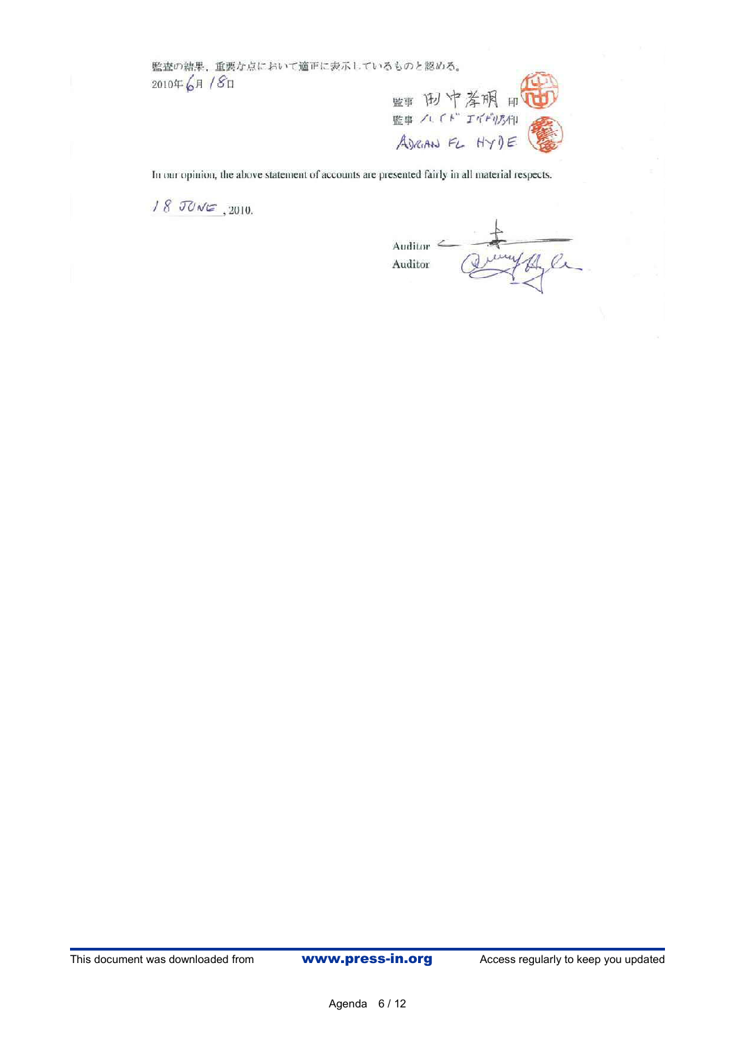監査の結果，重要な点において適正に表示しているものと認める。

2010年6月18日

監事 田中孝明 印

監事 ハイド エイドリアン 印

ADRIAN FL HYDE

In our opinion, the above statement of accounts are presented fairly in all material respects.

18 JUNE, 2010.

Auditor

Auditor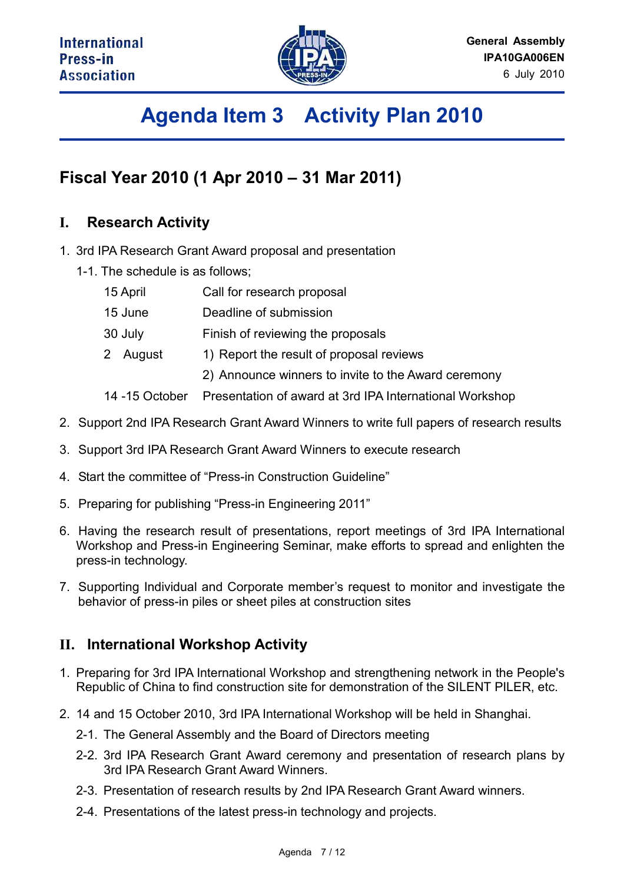International Press-in Association

**General Assembly**
**IPA10GA006EN**
6 July 2010

# Agenda Item 3　Activity Plan 2010

## Fiscal Year 2010 (1 Apr 2010 – 31 Mar 2011)

### I. Research Activity

1. 3rd IPA Research Grant Award proposal and presentation

   1-1. The schedule is as follows;

   | | |
   |---|---|
   | 15 April | Call for research proposal |
   | 15 June | Deadline of submission |
   | 30 July | Finish of reviewing the proposals |
   | 2 August | 1) Report the result of proposal reviews |
   | | 2) Announce winners to invite to the Award ceremony |
   | 14 -15 October | Presentation of award at 3rd IPA International Workshop |

2. Support 2nd IPA Research Grant Award Winners to write full papers of research results

3. Support 3rd IPA Research Grant Award Winners to execute research

4. Start the committee of "Press-in Construction Guideline"

5. Preparing for publishing "Press-in Engineering 2011"

6. Having the research result of presentations, report meetings of 3rd IPA International Workshop and Press-in Engineering Seminar, make efforts to spread and enlighten the press-in technology.

7. Supporting Individual and Corporate member's request to monitor and investigate the behavior of press-in piles or sheet piles at construction sites

### II. International Workshop Activity

1. Preparing for 3rd IPA International Workshop and strengthening network in the People's Republic of China to find construction site for demonstration of the SILENT PILER, etc.

2. 14 and 15 October 2010, 3rd IPA International Workshop will be held in Shanghai.

   2-1. The General Assembly and the Board of Directors meeting

   2-2. 3rd IPA Research Grant Award ceremony and presentation of research plans by 3rd IPA Research Grant Award Winners.

   2-3. Presentation of research results by 2nd IPA Research Grant Award winners.

   2-4. Presentations of the latest press-in technology and projects.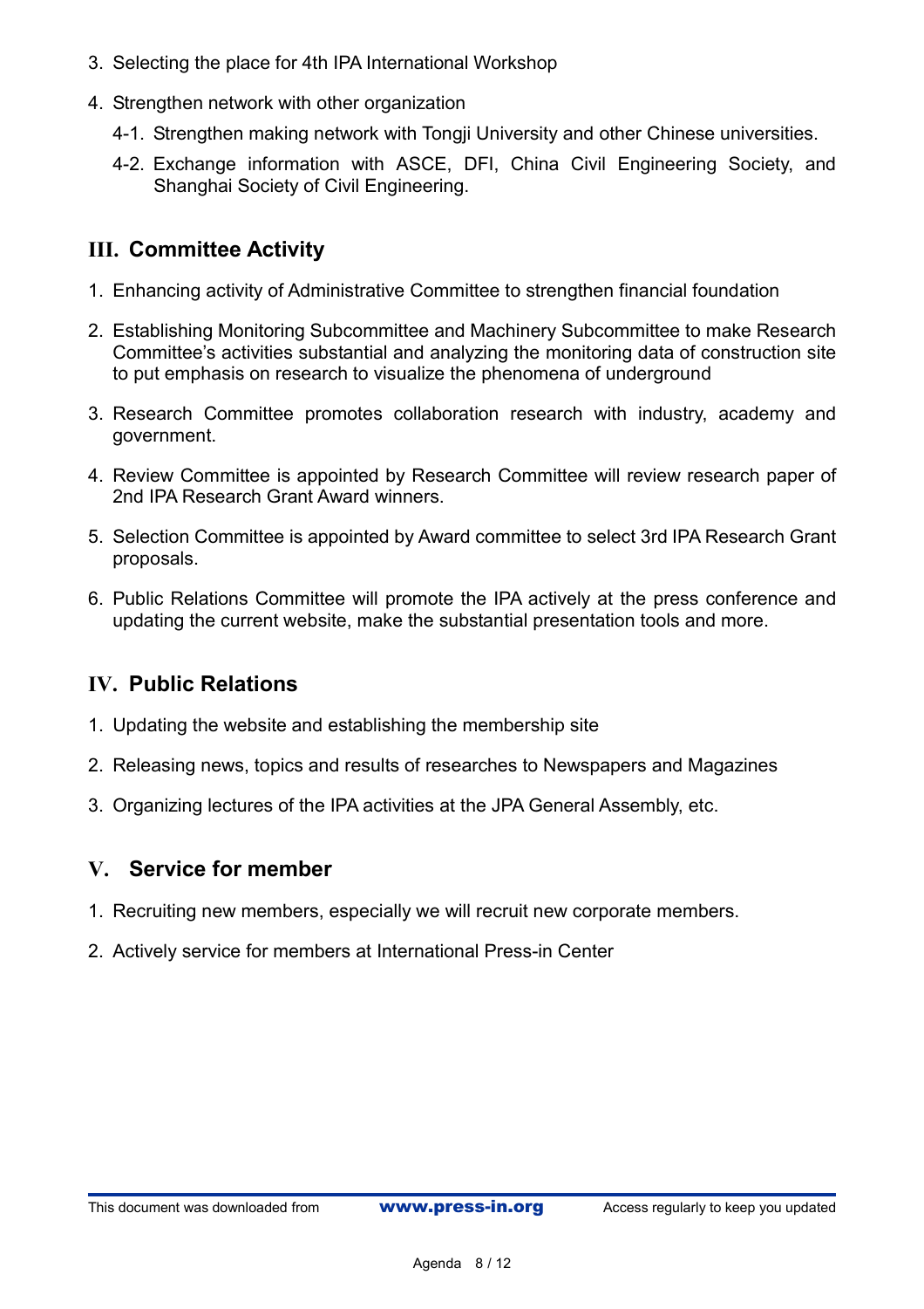3. Selecting the place for 4th IPA International Workshop

4. Strengthen network with other organization
   - 4-1. Strengthen making network with Tongji University and other Chinese universities.
   - 4-2. Exchange information with ASCE, DFI, China Civil Engineering Society, and Shanghai Society of Civil Engineering.

## III. Committee Activity

1. Enhancing activity of Administrative Committee to strengthen financial foundation

2. Establishing Monitoring Subcommittee and Machinery Subcommittee to make Research Committee's activities substantial and analyzing the monitoring data of construction site to put emphasis on research to visualize the phenomena of underground

3. Research Committee promotes collaboration research with industry, academy and government.

4. Review Committee is appointed by Research Committee will review research paper of 2nd IPA Research Grant Award winners.

5. Selection Committee is appointed by Award committee to select 3rd IPA Research Grant proposals.

6. Public Relations Committee will promote the IPA actively at the press conference and updating the current website, make the substantial presentation tools and more.

## IV. Public Relations

1. Updating the website and establishing the membership site

2. Releasing news, topics and results of researches to Newspapers and Magazines

3. Organizing lectures of the IPA activities at the JPA General Assembly, etc.

## V. Service for member

1. Recruiting new members, especially we will recruit new corporate members.

2. Actively service for members at International Press-in Center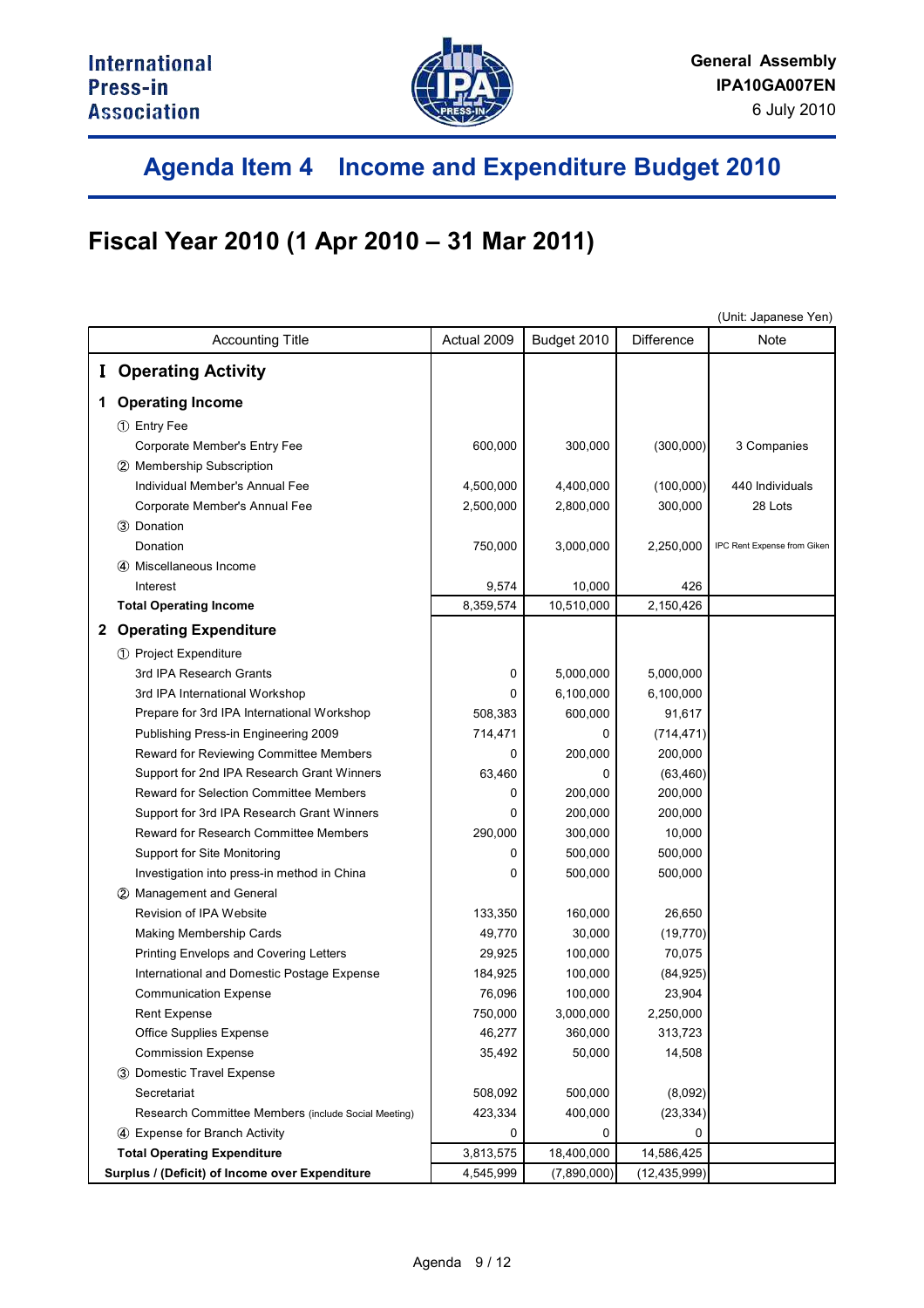International
Press-in
Association

**General Assembly**
**IPA10GA007EN**
6 July 2010

# Agenda Item 4　Income and Expenditure Budget 2010

## Fiscal Year 2010 (1 Apr 2010 – 31 Mar 2011)

(Unit: Japanese Yen)

| Accounting Title | Actual 2009 | Budget 2010 | Difference | Note |
|---|---|---|---|---|
| **Ⅰ Operating Activity** | | | | |
| **1 Operating Income** | | | | |
| ① Entry Fee | | | | |
| Corporate Member's Entry Fee | 600,000 | 300,000 | (300,000) | 3 Companies |
| ② Membership Subscription | | | | |
| Individual Member's Annual Fee | 4,500,000 | 4,400,000 | (100,000) | 440 Individuals |
| Corporate Member's Annual Fee | 2,500,000 | 2,800,000 | 300,000 | 28 Lots |
| ③ Donation | | | | |
| Donation | 750,000 | 3,000,000 | 2,250,000 | IPC Rent Expense from Giken |
| ④ Miscellaneous Income | | | | |
| Interest | 9,574 | 10,000 | 426 | |
| **Total Operating Income** | 8,359,574 | 10,510,000 | 2,150,426 | |
| **2 Operating Expenditure** | | | | |
| ① Project Expenditure | | | | |
| 3rd IPA Research Grants | 0 | 5,000,000 | 5,000,000 | |
| 3rd IPA International Workshop | 0 | 6,100,000 | 6,100,000 | |
| Prepare for 3rd IPA International Workshop | 508,383 | 600,000 | 91,617 | |
| Publishing Press-in Engineering 2009 | 714,471 | 0 | (714,471) | |
| Reward for Reviewing Committee Members | 0 | 200,000 | 200,000 | |
| Support for 2nd IPA Research Grant Winners | 63,460 | 0 | (63,460) | |
| Reward for Selection Committee Members | 0 | 200,000 | 200,000 | |
| Support for 3rd IPA Research Grant Winners | 0 | 200,000 | 200,000 | |
| Reward for Research Committee Members | 290,000 | 300,000 | 10,000 | |
| Support for Site Monitoring | 0 | 500,000 | 500,000 | |
| Investigation into press-in method in China | 0 | 500,000 | 500,000 | |
| ② Management and General | | | | |
| Revision of IPA Website | 133,350 | 160,000 | 26,650 | |
| Making Membership Cards | 49,770 | 30,000 | (19,770) | |
| Printing Envelops and Covering Letters | 29,925 | 100,000 | 70,075 | |
| International and Domestic Postage Expense | 184,925 | 100,000 | (84,925) | |
| Communication Expense | 76,096 | 100,000 | 23,904 | |
| Rent Expense | 750,000 | 3,000,000 | 2,250,000 | |
| Office Supplies Expense | 46,277 | 360,000 | 313,723 | |
| Commission Expense | 35,492 | 50,000 | 14,508 | |
| ③ Domestic Travel Expense | | | | |
| Secretariat | 508,092 | 500,000 | (8,092) | |
| Research Committee Members (include Social Meeting) | 423,334 | 400,000 | (23,334) | |
| ④ Expense for Branch Activity | 0 | 0 | 0 | |
| **Total Operating Expenditure** | 3,813,575 | 18,400,000 | 14,586,425 | |
| **Surplus / (Deficit) of Income over Expenditure** | 4,545,999 | (7,890,000) | (12,435,999) | |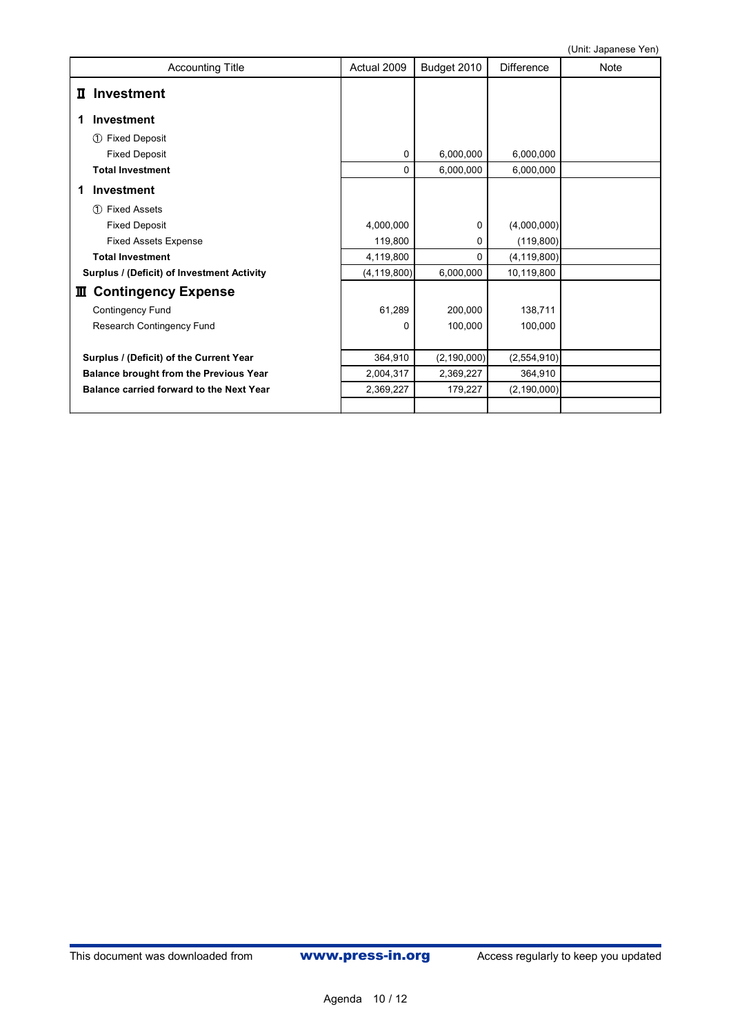(Unit: Japanese Yen)

| Accounting Title | Actual 2009 | Budget 2010 | Difference | Note |
|---|---|---|---|---|
| **Ⅱ Investment** | | | | |
| **1 Investment** | | | | |
| ① Fixed Deposit | | | | |
| Fixed Deposit | 0 | 6,000,000 | 6,000,000 | |
| **Total Investment** | 0 | 6,000,000 | 6,000,000 | |
| **1 Investment** | | | | |
| ① Fixed Assets | | | | |
| Fixed Deposit | 4,000,000 | 0 | (4,000,000) | |
| Fixed Assets Expense | 119,800 | 0 | (119,800) | |
| **Total Investment** | 4,119,800 | 0 | (4,119,800) | |
| **Surplus / (Deficit) of Investment Activity** | (4,119,800) | 6,000,000 | 10,119,800 | |
| **Ⅲ Contingency Expense** | | | | |
| Contingency Fund | 61,289 | 200,000 | 138,711 | |
| Research Contingency Fund | 0 | 100,000 | 100,000 | |
| **Surplus / (Deficit) of the Current Year** | 364,910 | (2,190,000) | (2,554,910) | |
| **Balance brought from the Previous Year** | 2,004,317 | 2,369,227 | 364,910 | |
| **Balance carried forward to the Next Year** | 2,369,227 | 179,227 | (2,190,000) | |

This document was downloaded from **www.press-in.org** Access regularly to keep you updated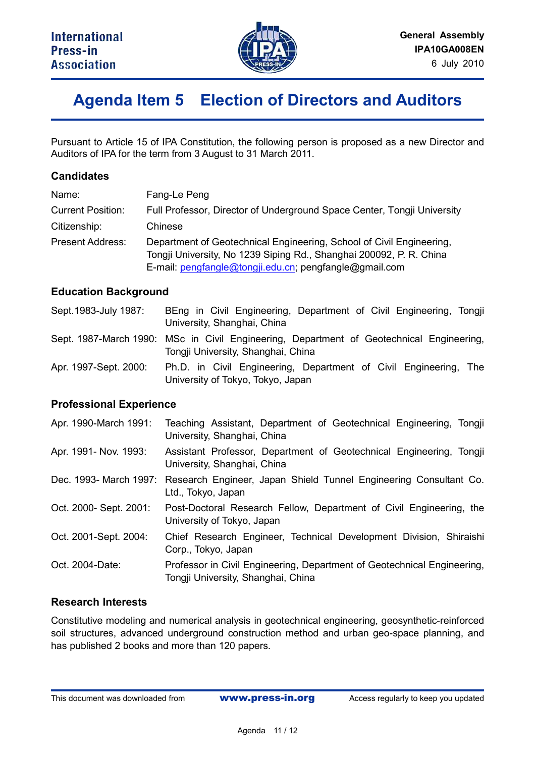# Agenda Item 5 Election of Directors and Auditors

Pursuant to Article 15 of IPA Constitution, the following person is proposed as a new Director and Auditors of IPA for the term from 3 August to 31 March 2011.

### Candidates

| | |
|---|---|
| Name: | Fang-Le Peng |
| Current Position: | Full Professor, Director of Underground Space Center, Tongji University |
| Citizenship: | Chinese |
| Present Address: | Department of Geotechnical Engineering, School of Civil Engineering, Tongji University, No 1239 Siping Rd., Shanghai 200092, P. R. China<br>E-mail: pengfangle@tongji.edu.cn; pengfangle@gmail.com |

### Education Background

| | |
|---|---|
| Sept.1983-July 1987: | BEng in Civil Engineering, Department of Civil Engineering, Tongji University, Shanghai, China |
| Sept. 1987-March 1990: | MSc in Civil Engineering, Department of Geotechnical Engineering, Tongji University, Shanghai, China |
| Apr. 1997-Sept. 2000: | Ph.D. in Civil Engineering, Department of Civil Engineering, The University of Tokyo, Tokyo, Japan |

### Professional Experience

| | |
|---|---|
| Apr. 1990-March 1991: | Teaching Assistant, Department of Geotechnical Engineering, Tongji University, Shanghai, China |
| Apr. 1991- Nov. 1993: | Assistant Professor, Department of Geotechnical Engineering, Tongji University, Shanghai, China |
| Dec. 1993- March 1997: | Research Engineer, Japan Shield Tunnel Engineering Consultant Co. Ltd., Tokyo, Japan |
| Oct. 2000- Sept. 2001: | Post-Doctoral Research Fellow, Department of Civil Engineering, the University of Tokyo, Japan |
| Oct. 2001-Sept. 2004: | Chief Research Engineer, Technical Development Division, Shiraishi Corp., Tokyo, Japan |
| Oct. 2004-Date: | Professor in Civil Engineering, Department of Geotechnical Engineering, Tongji University, Shanghai, China |

### Research Interests

Constitutive modeling and numerical analysis in geotechnical engineering, geosynthetic-reinforced soil structures, advanced underground construction method and urban geo-space planning, and has published 2 books and more than 120 papers.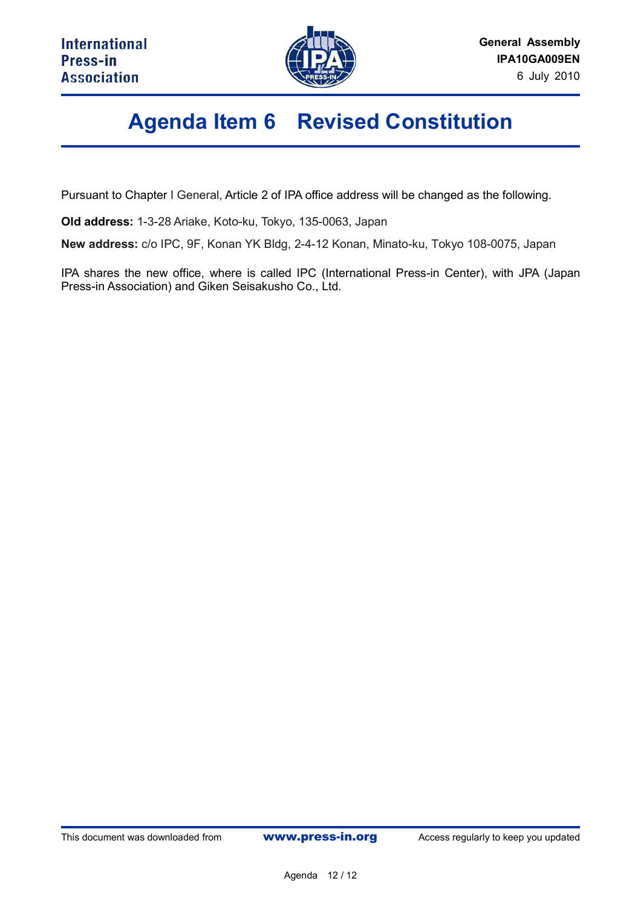# Agenda Item 6　Revised Constitution

Pursuant to Chapter I General, Article 2 of IPA office address will be changed as the following.

**Old address:** 1-3-28 Ariake, Koto-ku, Tokyo, 135-0063, Japan

**New address:** c/o IPC, 9F, Konan YK Bldg, 2-4-12 Konan, Minato-ku, Tokyo 108-0075, Japan

IPA shares the new office, where is called IPC (International Press-in Center), with JPA (Japan Press-in Association) and Giken Seisakusho Co., Ltd.